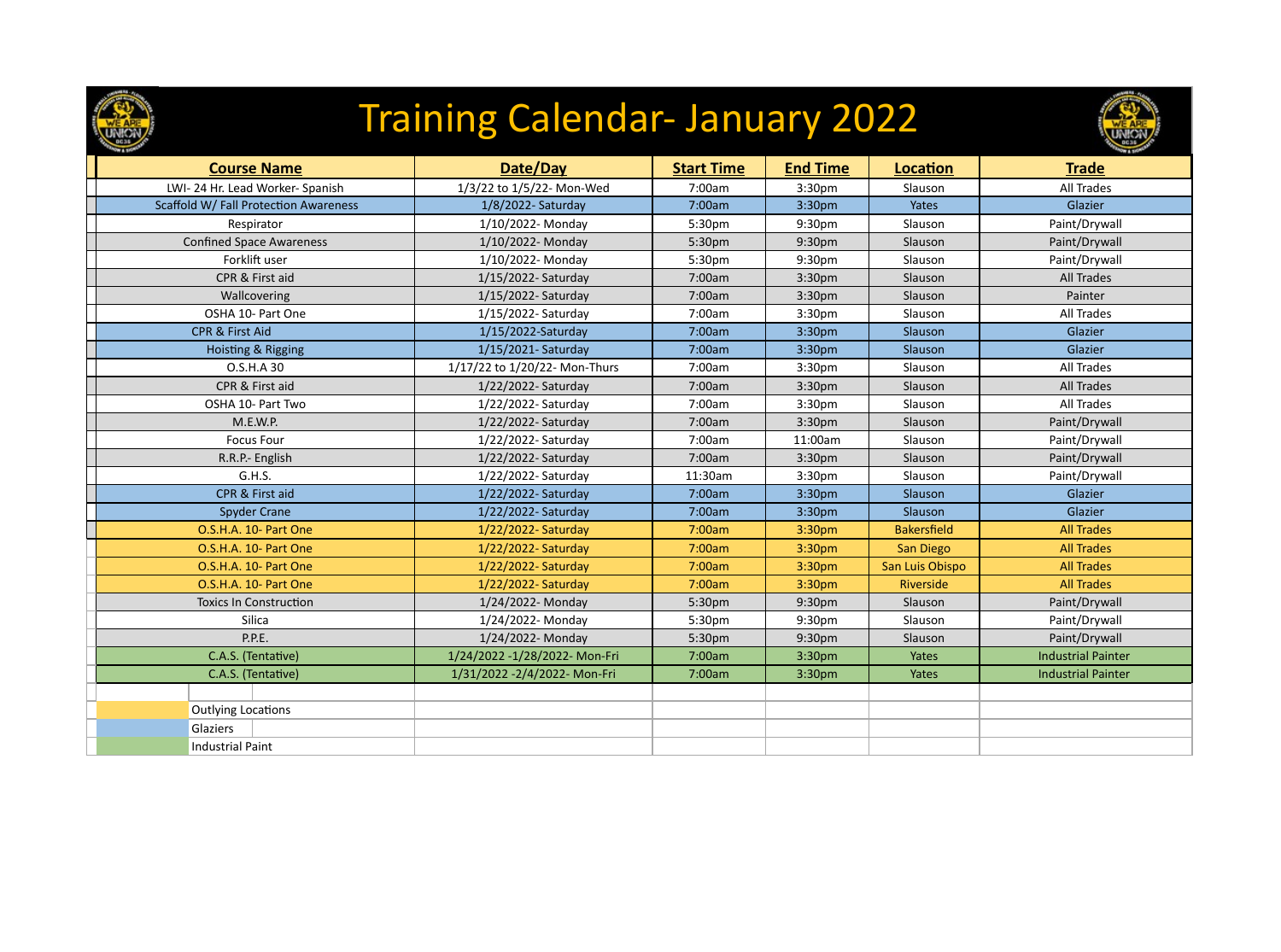# Training Calendar- January 2022

| Course Name | Date/Day | Start Time | End Time | Location | Trade |
|---|---|---|---|---|---|
| LWI- 24 Hr. Lead Worker- Spanish | 1/3/22 to 1/5/22- Mon-Wed | 7:00am | 3:30pm | Slauson | All Trades |
| Scaffold W/ Fall Protection Awareness | 1/8/2022- Saturday | 7:00am | 3:30pm | Yates | Glazier |
| Respirator | 1/10/2022- Monday | 5:30pm | 9:30pm | Slauson | Paint/Drywall |
| Confined Space Awareness | 1/10/2022- Monday | 5:30pm | 9:30pm | Slauson | Paint/Drywall |
| Forklift user | 1/10/2022- Monday | 5:30pm | 9:30pm | Slauson | Paint/Drywall |
| CPR & First aid | 1/15/2022- Saturday | 7:00am | 3:30pm | Slauson | All Trades |
| Wallcovering | 1/15/2022- Saturday | 7:00am | 3:30pm | Slauson | Painter |
| OSHA 10- Part One | 1/15/2022- Saturday | 7:00am | 3:30pm | Slauson | All Trades |
| CPR & First Aid | 1/15/2022-Saturday | 7:00am | 3:30pm | Slauson | Glazier |
| Hoisting & Rigging | 1/15/2021- Saturday | 7:00am | 3:30pm | Slauson | Glazier |
| O.S.H.A 30 | 1/17/22 to 1/20/22- Mon-Thurs | 7:00am | 3:30pm | Slauson | All Trades |
| CPR & First aid | 1/22/2022- Saturday | 7:00am | 3:30pm | Slauson | All Trades |
| OSHA 10- Part Two | 1/22/2022- Saturday | 7:00am | 3:30pm | Slauson | All Trades |
| M.E.W.P. | 1/22/2022- Saturday | 7:00am | 3:30pm | Slauson | Paint/Drywall |
| Focus Four | 1/22/2022- Saturday | 7:00am | 11:00am | Slauson | Paint/Drywall |
| R.R.P.- English | 1/22/2022- Saturday | 7:00am | 3:30pm | Slauson | Paint/Drywall |
| G.H.S. | 1/22/2022- Saturday | 11:30am | 3:30pm | Slauson | Paint/Drywall |
| CPR & First aid | 1/22/2022- Saturday | 7:00am | 3:30pm | Slauson | Glazier |
| Spyder Crane | 1/22/2022- Saturday | 7:00am | 3:30pm | Slauson | Glazier |
| O.S.H.A. 10- Part One | 1/22/2022- Saturday | 7:00am | 3:30pm | Bakersfield | All Trades |
| O.S.H.A. 10- Part One | 1/22/2022- Saturday | 7:00am | 3:30pm | San Diego | All Trades |
| O.S.H.A. 10- Part One | 1/22/2022- Saturday | 7:00am | 3:30pm | San Luis Obispo | All Trades |
| O.S.H.A. 10- Part One | 1/22/2022- Saturday | 7:00am | 3:30pm | Riverside | All Trades |
| Toxics In Construction | 1/24/2022- Monday | 5:30pm | 9:30pm | Slauson | Paint/Drywall |
| Silica | 1/24/2022- Monday | 5:30pm | 9:30pm | Slauson | Paint/Drywall |
| P.P.E. | 1/24/2022- Monday | 5:30pm | 9:30pm | Slauson | Paint/Drywall |
| C.A.S. (Tentative) | 1/24/2022 -1/28/2022- Mon-Fri | 7:00am | 3:30pm | Yates | Industrial Painter |
| C.A.S. (Tentative) | 1/31/2022 -2/4/2022- Mon-Fri | 7:00am | 3:30pm | Yates | Industrial Painter |

Legend:
- Outlying Locations
- Glaziers
- Industrial Paint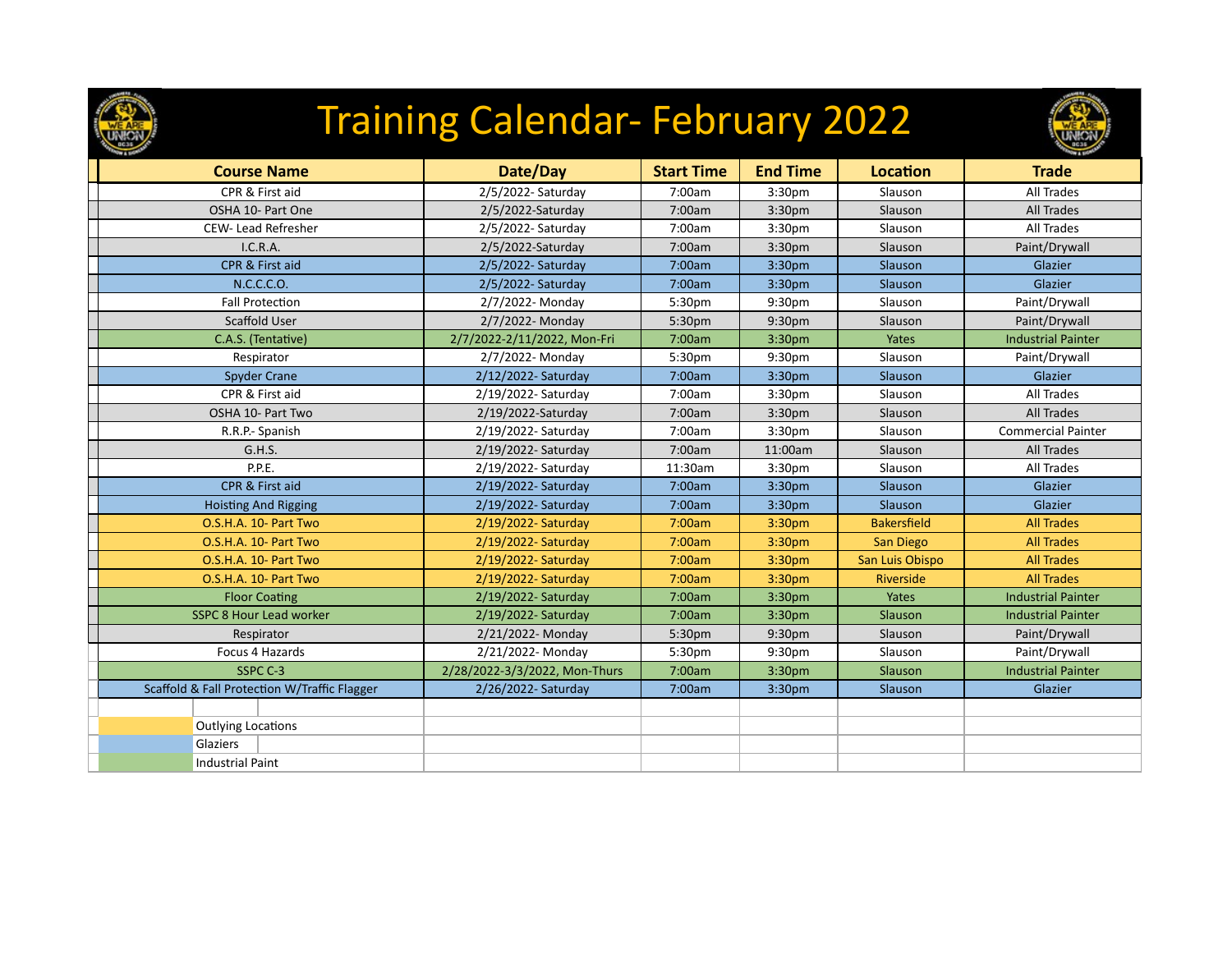# Training Calendar- February 2022

| Course Name | Date/Day | Start Time | End Time | Location | Trade |
|---|---|---|---|---|---|
| CPR & First aid | 2/5/2022- Saturday | 7:00am | 3:30pm | Slauson | All Trades |
| OSHA 10- Part One | 2/5/2022-Saturday | 7:00am | 3:30pm | Slauson | All Trades |
| CEW- Lead Refresher | 2/5/2022- Saturday | 7:00am | 3:30pm | Slauson | All Trades |
| I.C.R.A. | 2/5/2022-Saturday | 7:00am | 3:30pm | Slauson | Paint/Drywall |
| CPR & First aid | 2/5/2022- Saturday | 7:00am | 3:30pm | Slauson | Glazier |
| N.C.C.C.O. | 2/5/2022- Saturday | 7:00am | 3:30pm | Slauson | Glazier |
| Fall Protection | 2/7/2022- Monday | 5:30pm | 9:30pm | Slauson | Paint/Drywall |
| Scaffold User | 2/7/2022- Monday | 5:30pm | 9:30pm | Slauson | Paint/Drywall |
| C.A.S. (Tentative) | 2/7/2022-2/11/2022, Mon-Fri | 7:00am | 3:30pm | Yates | Industrial Painter |
| Respirator | 2/7/2022- Monday | 5:30pm | 9:30pm | Slauson | Paint/Drywall |
| Spyder Crane | 2/12/2022- Saturday | 7:00am | 3:30pm | Slauson | Glazier |
| CPR & First aid | 2/19/2022- Saturday | 7:00am | 3:30pm | Slauson | All Trades |
| OSHA 10- Part Two | 2/19/2022-Saturday | 7:00am | 3:30pm | Slauson | All Trades |
| R.R.P.- Spanish | 2/19/2022- Saturday | 7:00am | 3:30pm | Slauson | Commercial Painter |
| G.H.S. | 2/19/2022- Saturday | 7:00am | 11:00am | Slauson | All Trades |
| P.P.E. | 2/19/2022- Saturday | 11:30am | 3:30pm | Slauson | All Trades |
| CPR & First aid | 2/19/2022- Saturday | 7:00am | 3:30pm | Slauson | Glazier |
| Hoisting And Rigging | 2/19/2022- Saturday | 7:00am | 3:30pm | Slauson | Glazier |
| O.S.H.A. 10- Part Two | 2/19/2022- Saturday | 7:00am | 3:30pm | Bakersfield | All Trades |
| O.S.H.A. 10- Part Two | 2/19/2022- Saturday | 7:00am | 3:30pm | San Diego | All Trades |
| O.S.H.A. 10- Part Two | 2/19/2022- Saturday | 7:00am | 3:30pm | San Luis Obispo | All Trades |
| O.S.H.A. 10- Part Two | 2/19/2022- Saturday | 7:00am | 3:30pm | Riverside | All Trades |
| Floor Coating | 2/19/2022- Saturday | 7:00am | 3:30pm | Yates | Industrial Painter |
| SSPC 8 Hour Lead worker | 2/19/2022- Saturday | 7:00am | 3:30pm | Slauson | Industrial Painter |
| Respirator | 2/21/2022- Monday | 5:30pm | 9:30pm | Slauson | Paint/Drywall |
| Focus 4 Hazards | 2/21/2022- Monday | 5:30pm | 9:30pm | Slauson | Paint/Drywall |
| SSPC C-3 | 2/28/2022-3/3/2022, Mon-Thurs | 7:00am | 3:30pm | Slauson | Industrial Painter |
| Scaffold & Fall Protection W/Traffic Flagger | 2/26/2022- Saturday | 7:00am | 3:30pm | Slauson | Glazier |

Legend:

- Outlying Locations (yellow)
- Glaziers (blue)
- Industrial Paint (green)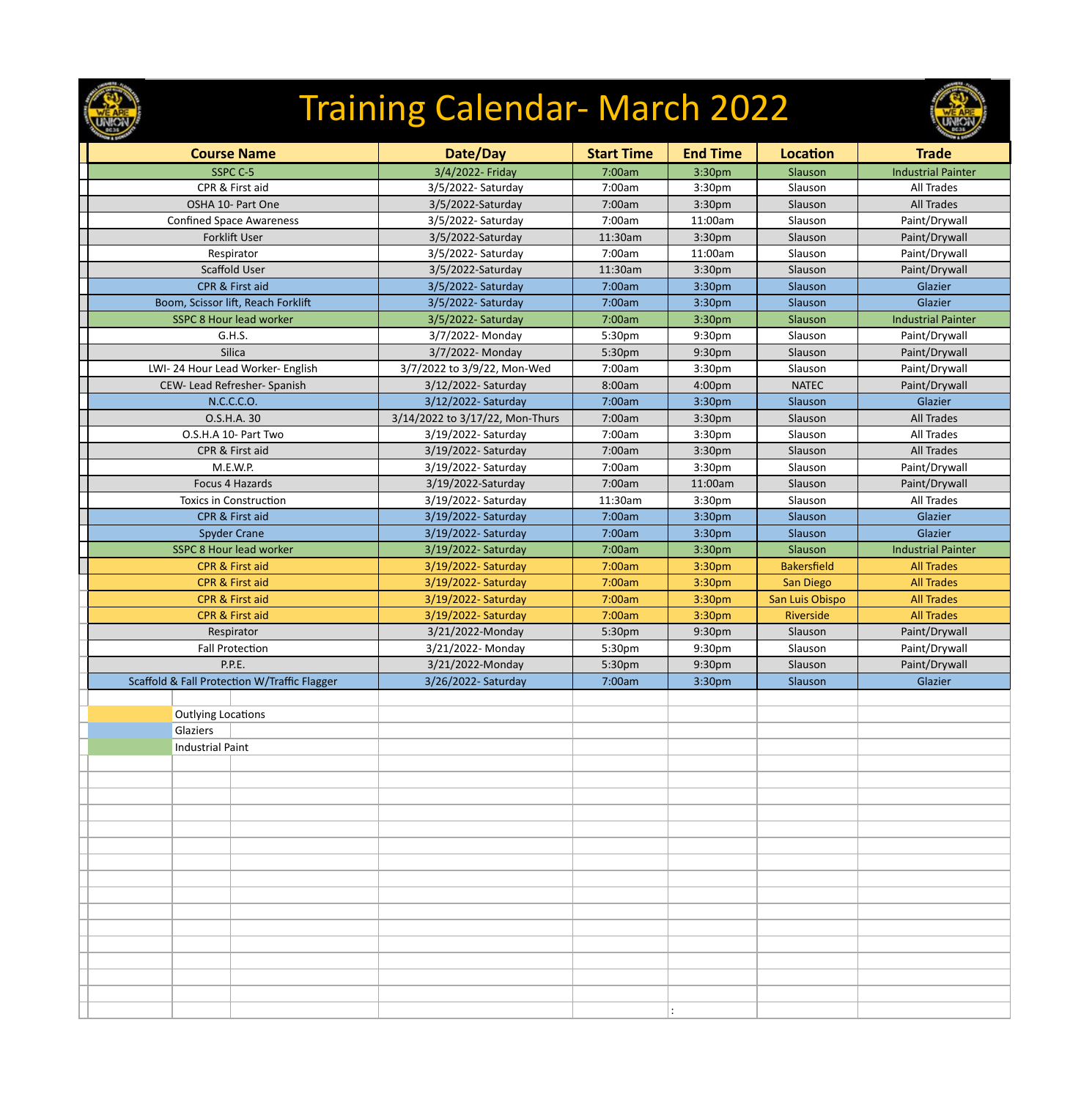# Training Calendar- March 2022

| Course Name | Date/Day | Start Time | End Time | Location | Trade |
|---|---|---|---|---|---|
| SSPC C-5 | 3/4/2022- Friday | 7:00am | 3:30pm | Slauson | Industrial Painter |
| CPR & First aid | 3/5/2022- Saturday | 7:00am | 3:30pm | Slauson | All Trades |
| OSHA 10- Part One | 3/5/2022-Saturday | 7:00am | 3:30pm | Slauson | All Trades |
| Confined Space Awareness | 3/5/2022- Saturday | 7:00am | 11:00am | Slauson | Paint/Drywall |
| Forklift User | 3/5/2022-Saturday | 11:30am | 3:30pm | Slauson | Paint/Drywall |
| Respirator | 3/5/2022- Saturday | 7:00am | 11:00am | Slauson | Paint/Drywall |
| Scaffold User | 3/5/2022-Saturday | 11:30am | 3:30pm | Slauson | Paint/Drywall |
| CPR & First aid | 3/5/2022- Saturday | 7:00am | 3:30pm | Slauson | Glazier |
| Boom, Scissor lift, Reach Forklift | 3/5/2022- Saturday | 7:00am | 3:30pm | Slauson | Glazier |
| SSPC 8 Hour lead worker | 3/5/2022- Saturday | 7:00am | 3:30pm | Slauson | Industrial Painter |
| G.H.S. | 3/7/2022- Monday | 5:30pm | 9:30pm | Slauson | Paint/Drywall |
| Silica | 3/7/2022- Monday | 5:30pm | 9:30pm | Slauson | Paint/Drywall |
| LWI- 24 Hour Lead Worker- English | 3/7/2022 to 3/9/22, Mon-Wed | 7:00am | 3:30pm | Slauson | Paint/Drywall |
| CEW- Lead Refresher- Spanish | 3/12/2022- Saturday | 8:00am | 4:00pm | NATEC | Paint/Drywall |
| N.C.C.C.O. | 3/12/2022- Saturday | 7:00am | 3:30pm | Slauson | Glazier |
| O.S.H.A. 30 | 3/14/2022 to 3/17/22, Mon-Thurs | 7:00am | 3:30pm | Slauson | All Trades |
| O.S.H.A 10- Part Two | 3/19/2022- Saturday | 7:00am | 3:30pm | Slauson | All Trades |
| CPR & First aid | 3/19/2022- Saturday | 7:00am | 3:30pm | Slauson | All Trades |
| M.E.W.P. | 3/19/2022- Saturday | 7:00am | 3:30pm | Slauson | Paint/Drywall |
| Focus 4 Hazards | 3/19/2022-Saturday | 7:00am | 11:00am | Slauson | Paint/Drywall |
| Toxics in Construction | 3/19/2022- Saturday | 11:30am | 3:30pm | Slauson | All Trades |
| CPR & First aid | 3/19/2022- Saturday | 7:00am | 3:30pm | Slauson | Glazier |
| Spyder Crane | 3/19/2022- Saturday | 7:00am | 3:30pm | Slauson | Glazier |
| SSPC 8 Hour lead worker | 3/19/2022- Saturday | 7:00am | 3:30pm | Slauson | Industrial Painter |
| CPR & First aid | 3/19/2022- Saturday | 7:00am | 3:30pm | Bakersfield | All Trades |
| CPR & First aid | 3/19/2022- Saturday | 7:00am | 3:30pm | San Diego | All Trades |
| CPR & First aid | 3/19/2022- Saturday | 7:00am | 3:30pm | San Luis Obispo | All Trades |
| CPR & First aid | 3/19/2022- Saturday | 7:00am | 3:30pm | Riverside | All Trades |
| Respirator | 3/21/2022-Monday | 5:30pm | 9:30pm | Slauson | Paint/Drywall |
| Fall Protection | 3/21/2022- Monday | 5:30pm | 9:30pm | Slauson | Paint/Drywall |
| P.P.E. | 3/21/2022-Monday | 5:30pm | 9:30pm | Slauson | Paint/Drywall |
| Scaffold & Fall Protection W/Traffic Flagger | 3/26/2022- Saturday | 7:00am | 3:30pm | Slauson | Glazier |

Legend:
- Outlying Locations
- Glaziers
- Industrial Paint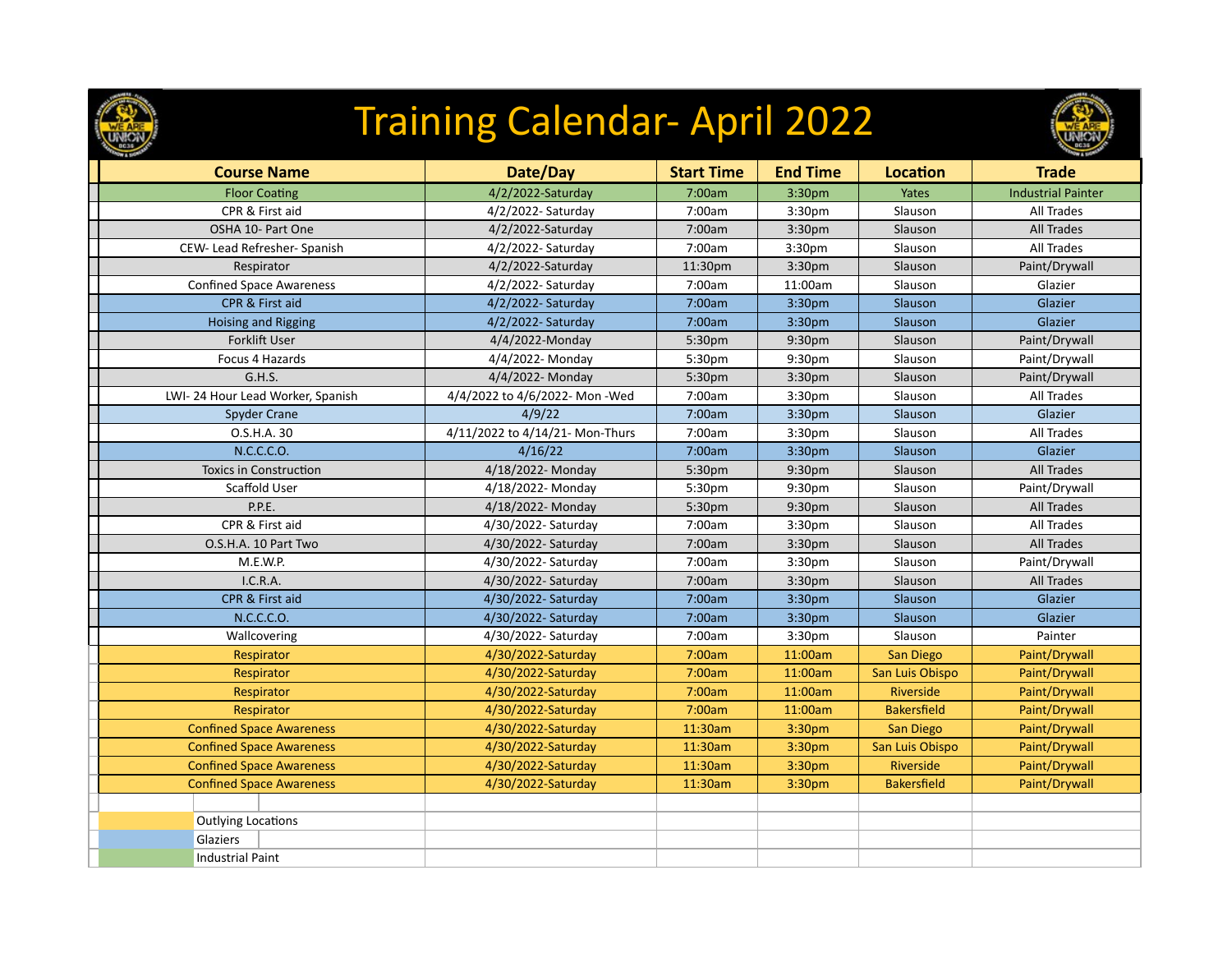# Training Calendar- April 2022

| Course Name | Date/Day | Start Time | End Time | Location | Trade |
|---|---|---|---|---|---|
| Floor Coating | 4/2/2022-Saturday | 7:00am | 3:30pm | Yates | Industrial Painter |
| CPR & First aid | 4/2/2022- Saturday | 7:00am | 3:30pm | Slauson | All Trades |
| OSHA 10- Part One | 4/2/2022-Saturday | 7:00am | 3:30pm | Slauson | All Trades |
| CEW- Lead Refresher- Spanish | 4/2/2022- Saturday | 7:00am | 3:30pm | Slauson | All Trades |
| Respirator | 4/2/2022-Saturday | 11:30pm | 3:30pm | Slauson | Paint/Drywall |
| Confined Space Awareness | 4/2/2022- Saturday | 7:00am | 11:00am | Slauson | Glazier |
| CPR & First aid | 4/2/2022- Saturday | 7:00am | 3:30pm | Slauson | Glazier |
| Hoising and Rigging | 4/2/2022- Saturday | 7:00am | 3:30pm | Slauson | Glazier |
| Forklift User | 4/4/2022-Monday | 5:30pm | 9:30pm | Slauson | Paint/Drywall |
| Focus 4 Hazards | 4/4/2022- Monday | 5:30pm | 9:30pm | Slauson | Paint/Drywall |
| G.H.S. | 4/4/2022- Monday | 5:30pm | 3:30pm | Slauson | Paint/Drywall |
| LWI- 24 Hour Lead Worker, Spanish | 4/4/2022 to 4/6/2022- Mon -Wed | 7:00am | 3:30pm | Slauson | All Trades |
| Spyder Crane | 4/9/22 | 7:00am | 3:30pm | Slauson | Glazier |
| O.S.H.A. 30 | 4/11/2022 to 4/14/21- Mon-Thurs | 7:00am | 3:30pm | Slauson | All Trades |
| N.C.C.C.O. | 4/16/22 | 7:00am | 3:30pm | Slauson | Glazier |
| Toxics in Construction | 4/18/2022- Monday | 5:30pm | 9:30pm | Slauson | All Trades |
| Scaffold User | 4/18/2022- Monday | 5:30pm | 9:30pm | Slauson | Paint/Drywall |
| P.P.E. | 4/18/2022- Monday | 5:30pm | 9:30pm | Slauson | All Trades |
| CPR & First aid | 4/30/2022- Saturday | 7:00am | 3:30pm | Slauson | All Trades |
| O.S.H.A. 10 Part Two | 4/30/2022- Saturday | 7:00am | 3:30pm | Slauson | All Trades |
| M.E.W.P. | 4/30/2022- Saturday | 7:00am | 3:30pm | Slauson | Paint/Drywall |
| I.C.R.A. | 4/30/2022- Saturday | 7:00am | 3:30pm | Slauson | All Trades |
| CPR & First aid | 4/30/2022- Saturday | 7:00am | 3:30pm | Slauson | Glazier |
| N.C.C.C.O. | 4/30/2022- Saturday | 7:00am | 3:30pm | Slauson | Glazier |
| Wallcovering | 4/30/2022- Saturday | 7:00am | 3:30pm | Slauson | Painter |
| Respirator | 4/30/2022-Saturday | 7:00am | 11:00am | San Diego | Paint/Drywall |
| Respirator | 4/30/2022-Saturday | 7:00am | 11:00am | San Luis Obispo | Paint/Drywall |
| Respirator | 4/30/2022-Saturday | 7:00am | 11:00am | Riverside | Paint/Drywall |
| Respirator | 4/30/2022-Saturday | 7:00am | 11:00am | Bakersfield | Paint/Drywall |
| Confined Space Awareness | 4/30/2022-Saturday | 11:30am | 3:30pm | San Diego | Paint/Drywall |
| Confined Space Awareness | 4/30/2022-Saturday | 11:30am | 3:30pm | San Luis Obispo | Paint/Drywall |
| Confined Space Awareness | 4/30/2022-Saturday | 11:30am | 3:30pm | Riverside | Paint/Drywall |
| Confined Space Awareness | 4/30/2022-Saturday | 11:30am | 3:30pm | Bakersfield | Paint/Drywall |

Legend:
- Outlying Locations (yellow)
- Glaziers (blue)
- Industrial Paint (green)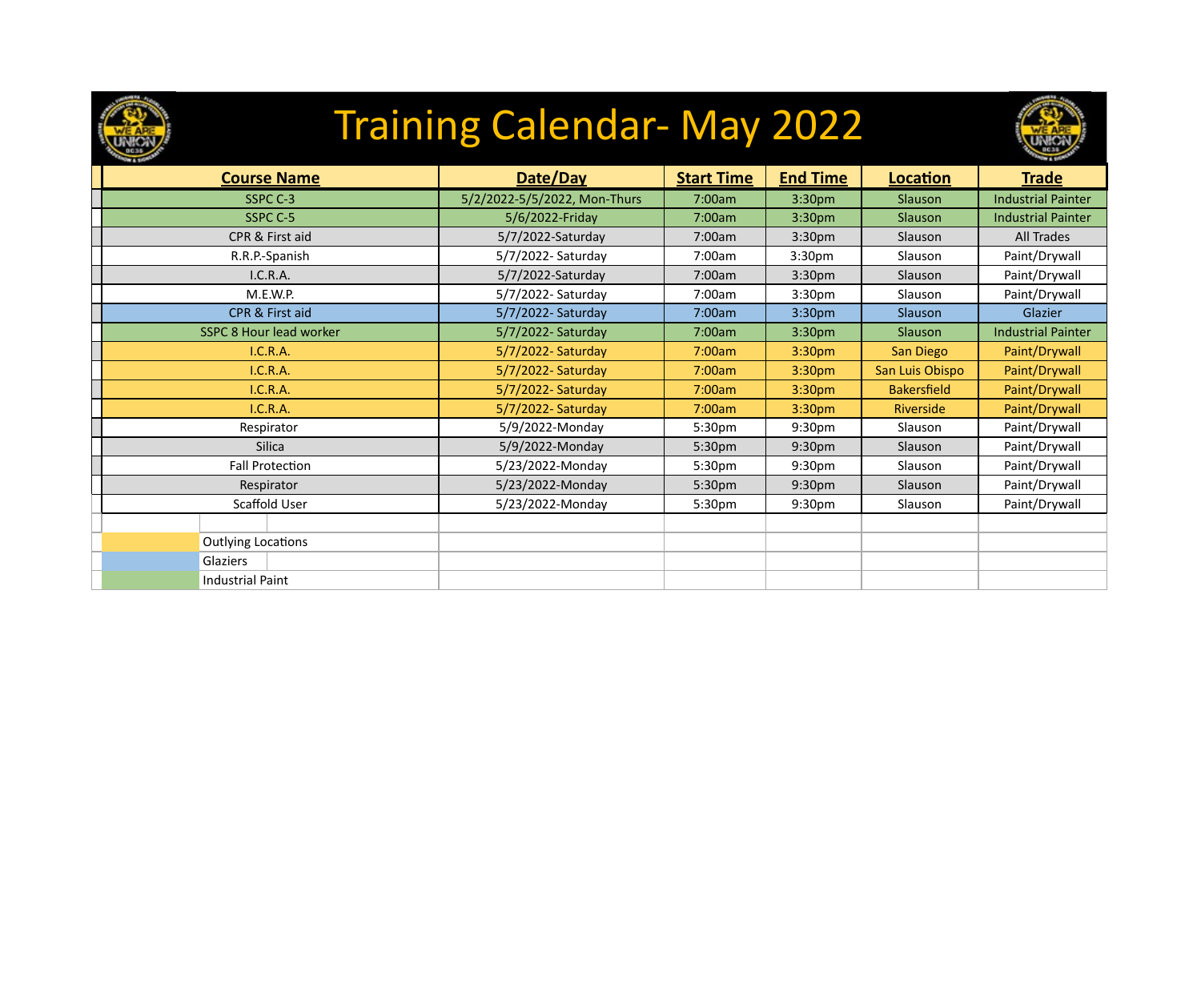# Training Calendar- May 2022

| Course Name | Date/Day | Start Time | End Time | Location | Trade |
|---|---|---|---|---|---|
| SSPC C-3 | 5/2/2022-5/5/2022, Mon-Thurs | 7:00am | 3:30pm | Slauson | Industrial Painter |
| SSPC C-5 | 5/6/2022-Friday | 7:00am | 3:30pm | Slauson | Industrial Painter |
| CPR & First aid | 5/7/2022-Saturday | 7:00am | 3:30pm | Slauson | All Trades |
| R.R.P.-Spanish | 5/7/2022- Saturday | 7:00am | 3:30pm | Slauson | Paint/Drywall |
| I.C.R.A. | 5/7/2022-Saturday | 7:00am | 3:30pm | Slauson | Paint/Drywall |
| M.E.W.P. | 5/7/2022- Saturday | 7:00am | 3:30pm | Slauson | Paint/Drywall |
| CPR & First aid | 5/7/2022- Saturday | 7:00am | 3:30pm | Slauson | Glazier |
| SSPC 8 Hour lead worker | 5/7/2022- Saturday | 7:00am | 3:30pm | Slauson | Industrial Painter |
| I.C.R.A. | 5/7/2022- Saturday | 7:00am | 3:30pm | San Diego | Paint/Drywall |
| I.C.R.A. | 5/7/2022- Saturday | 7:00am | 3:30pm | San Luis Obispo | Paint/Drywall |
| I.C.R.A. | 5/7/2022- Saturday | 7:00am | 3:30pm | Bakersfield | Paint/Drywall |
| I.C.R.A. | 5/7/2022- Saturday | 7:00am | 3:30pm | Riverside | Paint/Drywall |
| Respirator | 5/9/2022-Monday | 5:30pm | 9:30pm | Slauson | Paint/Drywall |
| Silica | 5/9/2022-Monday | 5:30pm | 9:30pm | Slauson | Paint/Drywall |
| Fall Protection | 5/23/2022-Monday | 5:30pm | 9:30pm | Slauson | Paint/Drywall |
| Respirator | 5/23/2022-Monday | 5:30pm | 9:30pm | Slauson | Paint/Drywall |
| Scaffold User | 5/23/2022-Monday | 5:30pm | 9:30pm | Slauson | Paint/Drywall |

Legend:
- Outlying Locations (yellow)
- Glaziers (blue)
- Industrial Paint (green)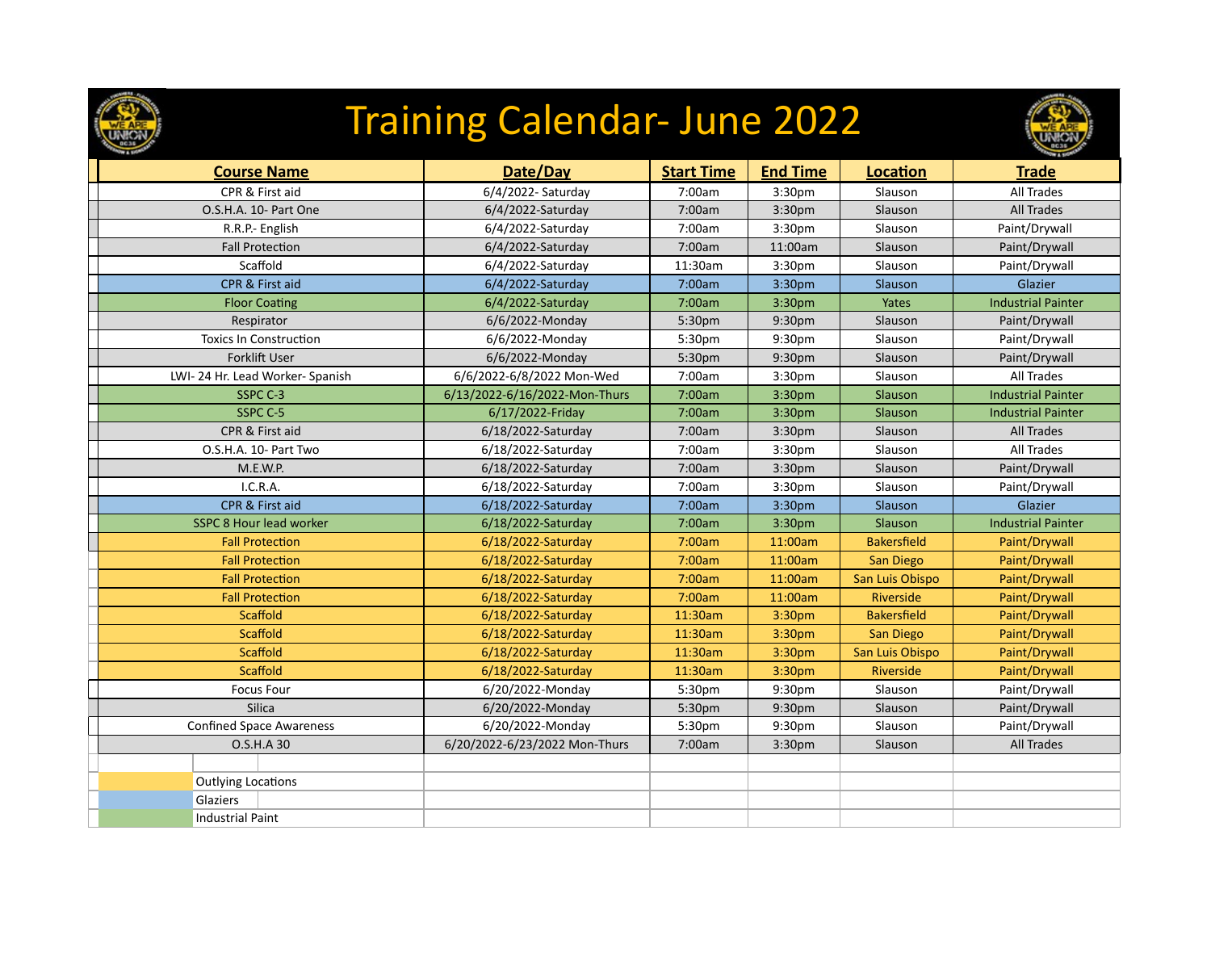# Training Calendar- June 2022

| Course Name | Date/Day | Start Time | End Time | Location | Trade |
|---|---|---|---|---|---|
| CPR & First aid | 6/4/2022- Saturday | 7:00am | 3:30pm | Slauson | All Trades |
| O.S.H.A. 10- Part One | 6/4/2022-Saturday | 7:00am | 3:30pm | Slauson | All Trades |
| R.R.P.- English | 6/4/2022-Saturday | 7:00am | 3:30pm | Slauson | Paint/Drywall |
| Fall Protection | 6/4/2022-Saturday | 7:00am | 11:00am | Slauson | Paint/Drywall |
| Scaffold | 6/4/2022-Saturday | 11:30am | 3:30pm | Slauson | Paint/Drywall |
| CPR & First aid | 6/4/2022-Saturday | 7:00am | 3:30pm | Slauson | Glazier |
| Floor Coating | 6/4/2022-Saturday | 7:00am | 3:30pm | Yates | Industrial Painter |
| Respirator | 6/6/2022-Monday | 5:30pm | 9:30pm | Slauson | Paint/Drywall |
| Toxics In Construction | 6/6/2022-Monday | 5:30pm | 9:30pm | Slauson | Paint/Drywall |
| Forklift User | 6/6/2022-Monday | 5:30pm | 9:30pm | Slauson | Paint/Drywall |
| LWI- 24 Hr. Lead Worker- Spanish | 6/6/2022-6/8/2022 Mon-Wed | 7:00am | 3:30pm | Slauson | All Trades |
| SSPC C-3 | 6/13/2022-6/16/2022-Mon-Thurs | 7:00am | 3:30pm | Slauson | Industrial Painter |
| SSPC C-5 | 6/17/2022-Friday | 7:00am | 3:30pm | Slauson | Industrial Painter |
| CPR & First aid | 6/18/2022-Saturday | 7:00am | 3:30pm | Slauson | All Trades |
| O.S.H.A. 10- Part Two | 6/18/2022-Saturday | 7:00am | 3:30pm | Slauson | All Trades |
| M.E.W.P. | 6/18/2022-Saturday | 7:00am | 3:30pm | Slauson | Paint/Drywall |
| I.C.R.A. | 6/18/2022-Saturday | 7:00am | 3:30pm | Slauson | Paint/Drywall |
| CPR & First aid | 6/18/2022-Saturday | 7:00am | 3:30pm | Slauson | Glazier |
| SSPC 8 Hour lead worker | 6/18/2022-Saturday | 7:00am | 3:30pm | Slauson | Industrial Painter |
| Fall Protection | 6/18/2022-Saturday | 7:00am | 11:00am | Bakersfield | Paint/Drywall |
| Fall Protection | 6/18/2022-Saturday | 7:00am | 11:00am | San Diego | Paint/Drywall |
| Fall Protection | 6/18/2022-Saturday | 7:00am | 11:00am | San Luis Obispo | Paint/Drywall |
| Fall Protection | 6/18/2022-Saturday | 7:00am | 11:00am | Riverside | Paint/Drywall |
| Scaffold | 6/18/2022-Saturday | 11:30am | 3:30pm | Bakersfield | Paint/Drywall |
| Scaffold | 6/18/2022-Saturday | 11:30am | 3:30pm | San Diego | Paint/Drywall |
| Scaffold | 6/18/2022-Saturday | 11:30am | 3:30pm | San Luis Obispo | Paint/Drywall |
| Scaffold | 6/18/2022-Saturday | 11:30am | 3:30pm | Riverside | Paint/Drywall |
| Focus Four | 6/20/2022-Monday | 5:30pm | 9:30pm | Slauson | Paint/Drywall |
| Silica | 6/20/2022-Monday | 5:30pm | 9:30pm | Slauson | Paint/Drywall |
| Confined Space Awareness | 6/20/2022-Monday | 5:30pm | 9:30pm | Slauson | Paint/Drywall |
| O.S.H.A 30 | 6/20/2022-6/23/2022 Mon-Thurs | 7:00am | 3:30pm | Slauson | All Trades |

Legend:
- Outlying Locations (yellow)
- Glaziers (blue)
- Industrial Paint (green)